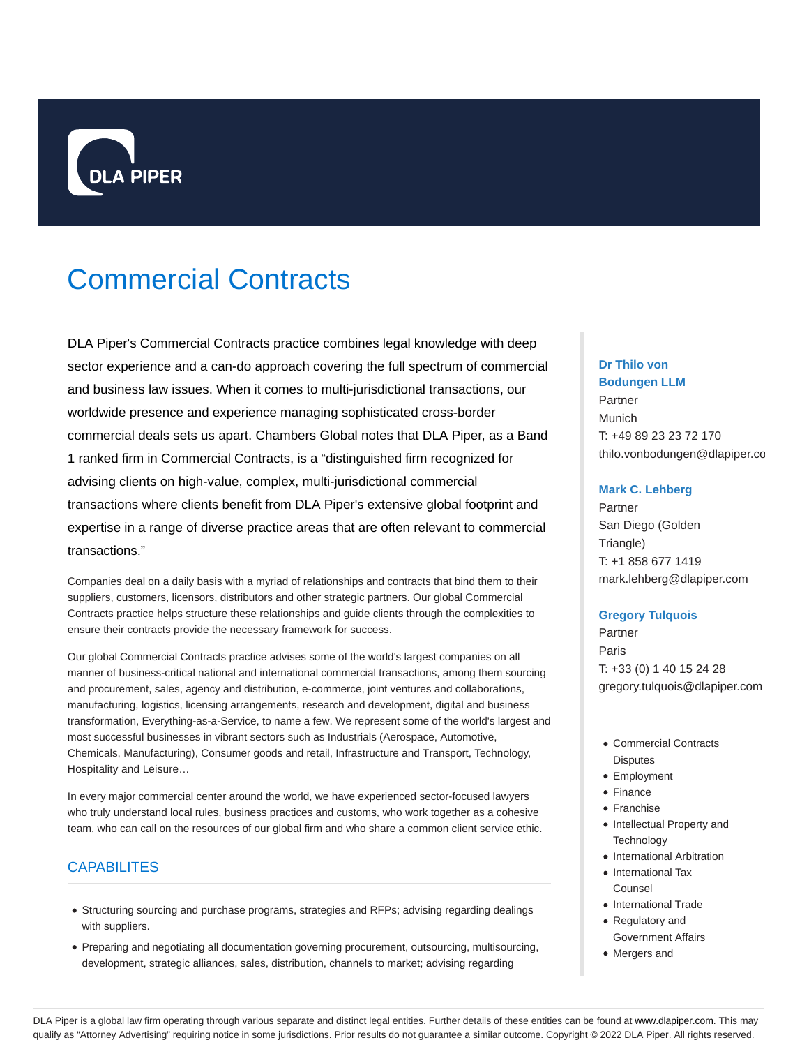# Commercial Contracts

DLA Piper's Commercial Contracts practice combines legal knowledge with deep sector experience and a can-do approach covering the full spectrum of commercial and business law issues. When it comes to multi-jurisdictional transactions, our worldwide presence and experience managing sophisticated cross-border commercial deals sets us apart. Chambers Global notes that DLA Piper, as a Band 1 ranked firm in Commercial Contracts, is a "distinguished firm recognized for advising clients on high-value, complex, multi-jurisdictional commercial transactions where clients benefit from DLA Piper's extensive global footprint and expertise in a range of diverse practice areas that are often relevant to commercial transactions."

Companies deal on a daily basis with a myriad of relationships and contracts that bind them to their suppliers, customers, licensors, distributors and other strategic partners. Our global Commercial Contracts practice helps structure these relationships and guide clients through the complexities to ensure their contracts provide the necessary framework for success.

Our global Commercial Contracts practice advises some of the world's largest companies on all manner of business-critical national and international commercial transactions, among them sourcing and procurement, sales, agency and distribution, e-commerce, joint ventures and collaborations, manufacturing, logistics, licensing arrangements, research and development, digital and business transformation, Everything-as-a-Service, to name a few. We represent some of the world's largest and most successful businesses in vibrant sectors such as Industrials (Aerospace, Automotive, Chemicals, Manufacturing), Consumer goods and retail, Infrastructure and Transport, Technology, Hospitality and Leisure…

In every major commercial center around the world, we have experienced sector-focused lawyers who truly understand local rules, business practices and customs, who work together as a cohesive team, who can call on the resources of our global firm and who share a common client service ethic.

## CAPABILITES

- Structuring sourcing and purchase programs, strategies and RFPs; advising regarding dealings with suppliers.
- Preparing and negotiating all documentation governing procurement, outsourcing, multisourcing, development, strategic alliances, sales, distribution, channels to market; advising regarding

**Dr Thilo von Bodungen LLM**
Partner
Munich
T: +49 89 23 23 72 170
thilo.vonbodungen@dlapiper.co

**Mark C. Lehberg**
Partner
San Diego (Golden Triangle)
T: +1 858 677 1419
mark.lehberg@dlapiper.com

**Gregory Tulquois**
Partner
Paris
T: +33 (0) 1 40 15 24 28
gregory.tulquois@dlapiper.com

- Commercial Contracts Disputes
- Employment
- Finance
- Franchise
- Intellectual Property and Technology
- International Arbitration
- International Tax Counsel
- International Trade
- Regulatory and Government Affairs
- Mergers and

DLA Piper is a global law firm operating through various separate and distinct legal entities. Further details of these entities can be found at www.dlapiper.com. This may qualify as "Attorney Advertising" requiring notice in some jurisdictions. Prior results do not guarantee a similar outcome. Copyright © 2022 DLA Piper. All rights reserved.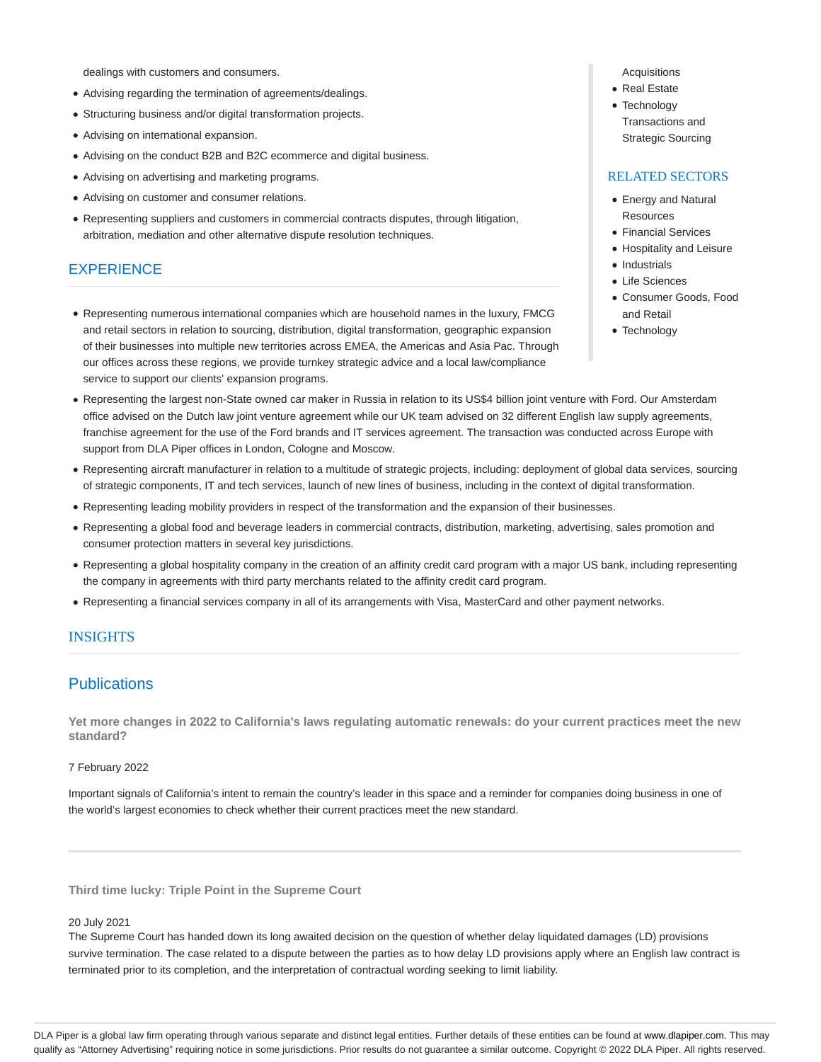dealings with customers and consumers.

- Advising regarding the termination of agreements/dealings.
- Structuring business and/or digital transformation projects.
- Advising on international expansion.
- Advising on the conduct B2B and B2C ecommerce and digital business.
- Advising on advertising and marketing programs.
- Advising on customer and consumer relations.
- Representing suppliers and customers in commercial contracts disputes, through litigation, arbitration, mediation and other alternative dispute resolution techniques.

Acquisitions

- Real Estate
- Technology Transactions and Strategic Sourcing

## RELATED SECTORS

- Energy and Natural Resources
- Financial Services
- Hospitality and Leisure
- Industrials
- Life Sciences
- Consumer Goods, Food and Retail
- Technology

## EXPERIENCE

- Representing numerous international companies which are household names in the luxury, FMCG and retail sectors in relation to sourcing, distribution, digital transformation, geographic expansion of their businesses into multiple new territories across EMEA, the Americas and Asia Pac. Through our offices across these regions, we provide turnkey strategic advice and a local law/compliance service to support our clients' expansion programs.
- Representing the largest non-State owned car maker in Russia in relation to its US$4 billion joint venture with Ford. Our Amsterdam office advised on the Dutch law joint venture agreement while our UK team advised on 32 different English law supply agreements, franchise agreement for the use of the Ford brands and IT services agreement. The transaction was conducted across Europe with support from DLA Piper offices in London, Cologne and Moscow.
- Representing aircraft manufacturer in relation to a multitude of strategic projects, including: deployment of global data services, sourcing of strategic components, IT and tech services, launch of new lines of business, including in the context of digital transformation.
- Representing leading mobility providers in respect of the transformation and the expansion of their businesses.
- Representing a global food and beverage leaders in commercial contracts, distribution, marketing, advertising, sales promotion and consumer protection matters in several key jurisdictions.
- Representing a global hospitality company in the creation of an affinity credit card program with a major US bank, including representing the company in agreements with third party merchants related to the affinity credit card program.
- Representing a financial services company in all of its arrangements with Visa, MasterCard and other payment networks.

## INSIGHTS

### Publications

**Yet more changes in 2022 to California's laws regulating automatic renewals: do your current practices meet the new standard?**

7 February 2022

Important signals of California's intent to remain the country's leader in this space and a reminder for companies doing business in one of the world's largest economies to check whether their current practices meet the new standard.

**Third time lucky: Triple Point in the Supreme Court**

20 July 2021

The Supreme Court has handed down its long awaited decision on the question of whether delay liquidated damages (LD) provisions survive termination. The case related to a dispute between the parties as to how delay LD provisions apply where an English law contract is terminated prior to its completion, and the interpretation of contractual wording seeking to limit liability.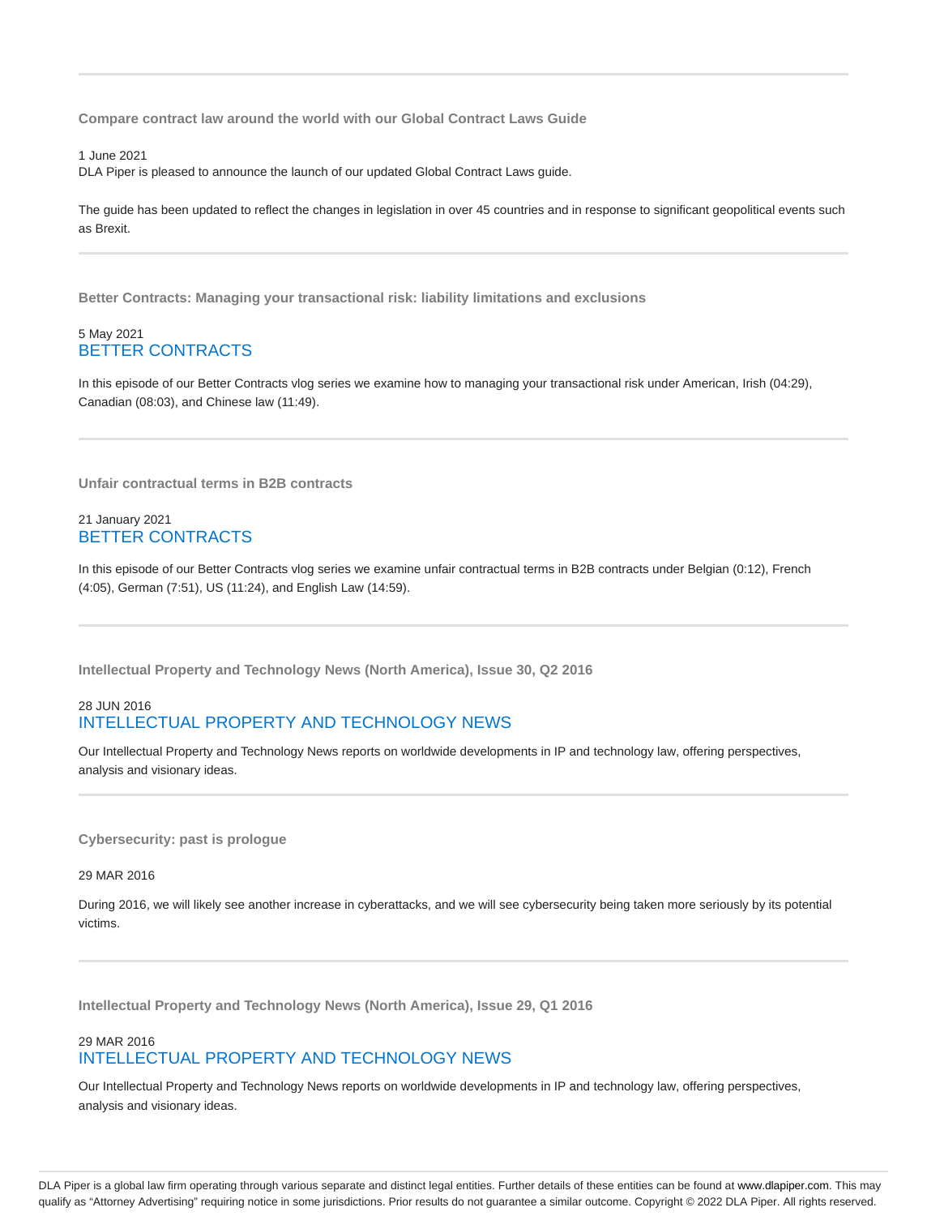---

### Compare contract law around the world with our Global Contract Laws Guide

1 June 2021

DLA Piper is pleased to announce the launch of our updated Global Contract Laws guide.

The guide has been updated to reflect the changes in legislation in over 45 countries and in response to significant geopolitical events such as Brexit.

---

### Better Contracts: Managing your transactional risk: liability limitations and exclusions

5 May 2021

BETTER CONTRACTS

In this episode of our Better Contracts vlog series we examine how to managing your transactional risk under American, Irish (04:29), Canadian (08:03), and Chinese law (11:49).

---

### Unfair contractual terms in B2B contracts

21 January 2021

BETTER CONTRACTS

In this episode of our Better Contracts vlog series we examine unfair contractual terms in B2B contracts under Belgian (0:12), French (4:05), German (7:51), US (11:24), and English Law (14:59).

---

### Intellectual Property and Technology News (North America), Issue 30, Q2 2016

28 JUN 2016

INTELLECTUAL PROPERTY AND TECHNOLOGY NEWS

Our Intellectual Property and Technology News reports on worldwide developments in IP and technology law, offering perspectives, analysis and visionary ideas.

---

### Cybersecurity: past is prologue

29 MAR 2016

During 2016, we will likely see another increase in cyberattacks, and we will see cybersecurity being taken more seriously by its potential victims.

---

### Intellectual Property and Technology News (North America), Issue 29, Q1 2016

29 MAR 2016

INTELLECTUAL PROPERTY AND TECHNOLOGY NEWS

Our Intellectual Property and Technology News reports on worldwide developments in IP and technology law, offering perspectives, analysis and visionary ideas.

DLA Piper is a global law firm operating through various separate and distinct legal entities. Further details of these entities can be found at www.dlapiper.com. This may qualify as "Attorney Advertising" requiring notice in some jurisdictions. Prior results do not guarantee a similar outcome. Copyright © 2022 DLA Piper. All rights reserved.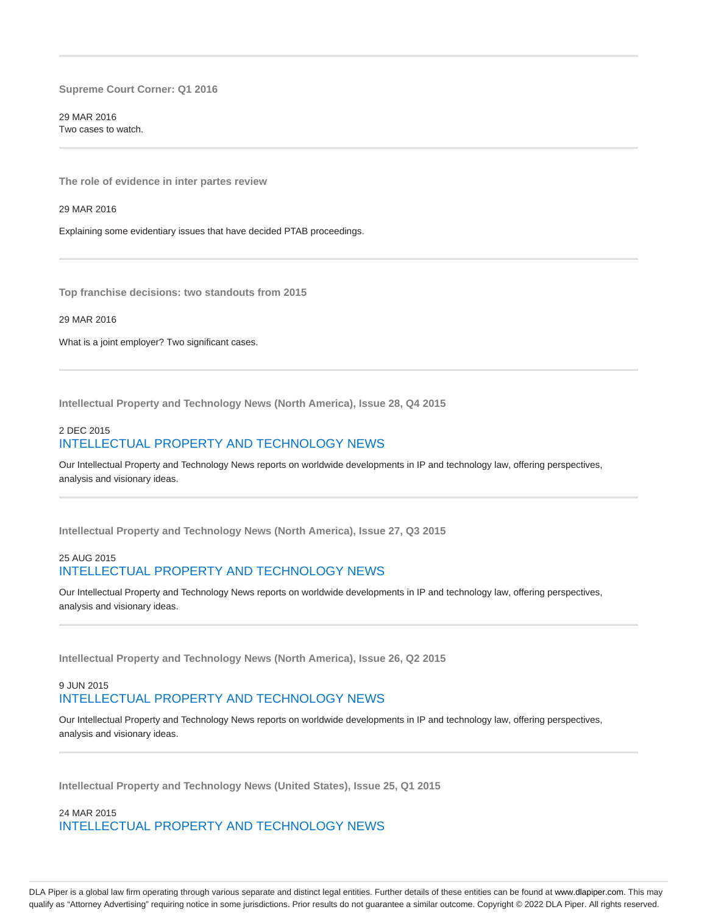---

**Supreme Court Corner: Q1 2016**

29 MAR 2016
Two cases to watch.

---

**The role of evidence in inter partes review**

29 MAR 2016

Explaining some evidentiary issues that have decided PTAB proceedings.

---

**Top franchise decisions: two standouts from 2015**

29 MAR 2016

What is a joint employer? Two significant cases.

---

**Intellectual Property and Technology News (North America), Issue 28, Q4 2015**

2 DEC 2015
INTELLECTUAL PROPERTY AND TECHNOLOGY NEWS

Our Intellectual Property and Technology News reports on worldwide developments in IP and technology law, offering perspectives, analysis and visionary ideas.

---

**Intellectual Property and Technology News (North America), Issue 27, Q3 2015**

25 AUG 2015
INTELLECTUAL PROPERTY AND TECHNOLOGY NEWS

Our Intellectual Property and Technology News reports on worldwide developments in IP and technology law, offering perspectives, analysis and visionary ideas.

---

**Intellectual Property and Technology News (North America), Issue 26, Q2 2015**

9 JUN 2015
INTELLECTUAL PROPERTY AND TECHNOLOGY NEWS

Our Intellectual Property and Technology News reports on worldwide developments in IP and technology law, offering perspectives, analysis and visionary ideas.

---

**Intellectual Property and Technology News (United States), Issue 25, Q1 2015**

24 MAR 2015
INTELLECTUAL PROPERTY AND TECHNOLOGY NEWS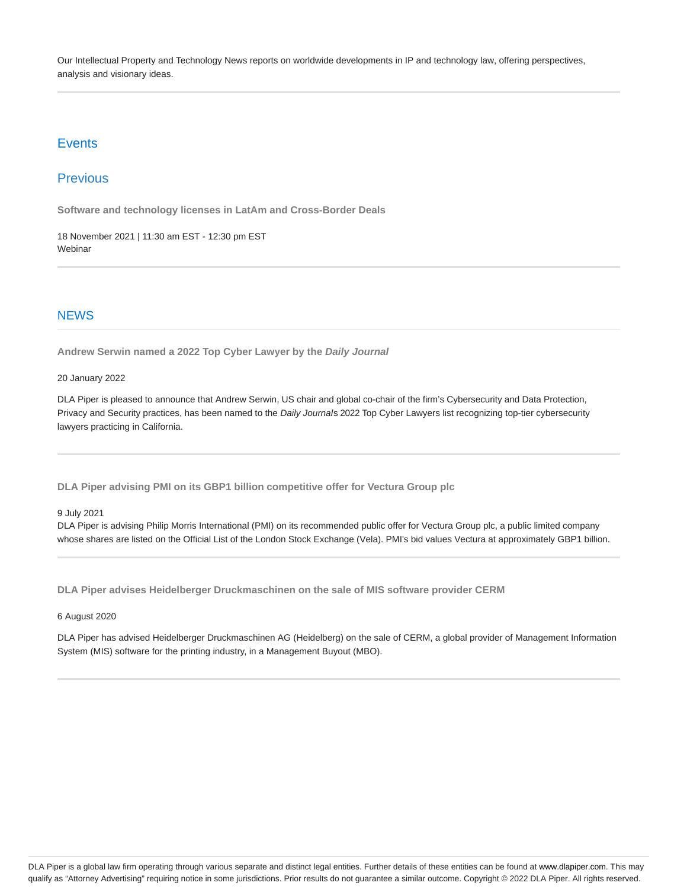Our Intellectual Property and Technology News reports on worldwide developments in IP and technology law, offering perspectives, analysis and visionary ideas.

## Events

### Previous

**Software and technology licenses in LatAm and Cross-Border Deals**

18 November 2021 | 11:30 am EST - 12:30 pm EST
Webinar

## NEWS

**Andrew Serwin named a 2022 Top Cyber Lawyer by the *Daily Journal***

20 January 2022

DLA Piper is pleased to announce that Andrew Serwin, US chair and global co-chair of the firm's Cybersecurity and Data Protection, Privacy and Security practices, has been named to the *Daily Journal*s 2022 Top Cyber Lawyers list recognizing top-tier cybersecurity lawyers practicing in California.

**DLA Piper advising PMI on its GBP1 billion competitive offer for Vectura Group plc**

9 July 2021
DLA Piper is advising Philip Morris International (PMI) on its recommended public offer for Vectura Group plc, a public limited company whose shares are listed on the Official List of the London Stock Exchange (Vela). PMI's bid values Vectura at approximately GBP1 billion.

**DLA Piper advises Heidelberger Druckmaschinen on the sale of MIS software provider CERM**

6 August 2020

DLA Piper has advised Heidelberger Druckmaschinen AG (Heidelberg) on the sale of CERM, a global provider of Management Information System (MIS) software for the printing industry, in a Management Buyout (MBO).

DLA Piper is a global law firm operating through various separate and distinct legal entities. Further details of these entities can be found at www.dlapiper.com. This may qualify as "Attorney Advertising" requiring notice in some jurisdictions. Prior results do not guarantee a similar outcome. Copyright © 2022 DLA Piper. All rights reserved.